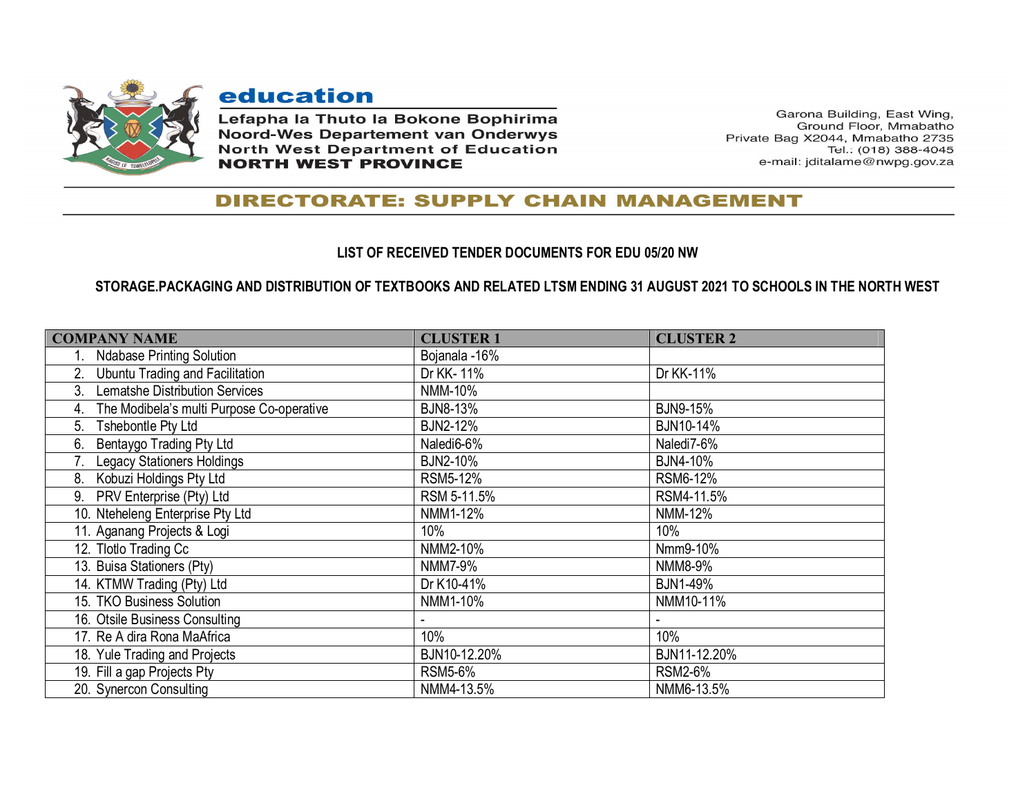**education**

**Lefapha la Thuto la Bokone Bophirima**
**Noord-Wes Departement van Onderwys**
**North West Department of Education**
**NORTH WEST PROVINCE**

Garona Building, East Wing,
Ground Floor, Mmabatho
Private Bag X2044, Mmabatho 2735
Tel.: (018) 388-4045
e-mail: jditalame@nwpg.gov.za

## DIRECTORATE: SUPPLY CHAIN MANAGEMENT

### LIST OF RECEIVED TENDER DOCUMENTS FOR EDU 05/20 NW

### STORAGE.PACKAGING AND DISTRIBUTION OF TEXTBOOKS AND RELATED LTSM ENDING 31 AUGUST 2021 TO SCHOOLS IN THE NORTH WEST

| COMPANY NAME | CLUSTER 1 | CLUSTER 2 |
|---|---|---|
| 1. Ndabase Printing Solution | Bojanala -16% | |
| 2. Ubuntu Trading and Facilitation | Dr KK- 11% | Dr KK-11% |
| 3. Lematshe Distribution Services | NMM-10% | |
| 4. The Modibela's multi Purpose Co-operative | BJN8-13% | BJN9-15% |
| 5. Tshebontle Pty Ltd | BJN2-12% | BJN10-14% |
| 6. Bentaygo Trading Pty Ltd | Naledi6-6% | Naledi7-6% |
| 7. Legacy Stationers Holdings | BJN2-10% | BJN4-10% |
| 8. Kobuzi Holdings Pty Ltd | RSM5-12% | RSM6-12% |
| 9. PRV Enterprise (Pty) Ltd | RSM 5-11.5% | RSM4-11.5% |
| 10. Ntehelleng Enterprise Pty Ltd | NMM1-12% | NMM-12% |
| 11. Aganang Projects & Logi | 10% | 10% |
| 12. Tlotlo Trading Cc | NMM2-10% | Nmm9-10% |
| 13. Buisa Stationers (Pty) | NMM7-9% | NMM8-9% |
| 14. KTMW Trading (Pty) Ltd | Dr K10-41% | BJN1-49% |
| 15. TKO Business Solution | NMM1-10% | NMM10-11% |
| 16. Otsile Business Consulting | - | - |
| 17. Re A dira Rona MaAfrica | 10% | 10% |
| 18. Yule Trading and Projects | BJN10-12.20% | BJN11-12.20% |
| 19. Fill a gap Projects Pty | RSM5-6% | RSM2-6% |
| 20. Synercon Consulting | NMM4-13.5% | NMM6-13.5% |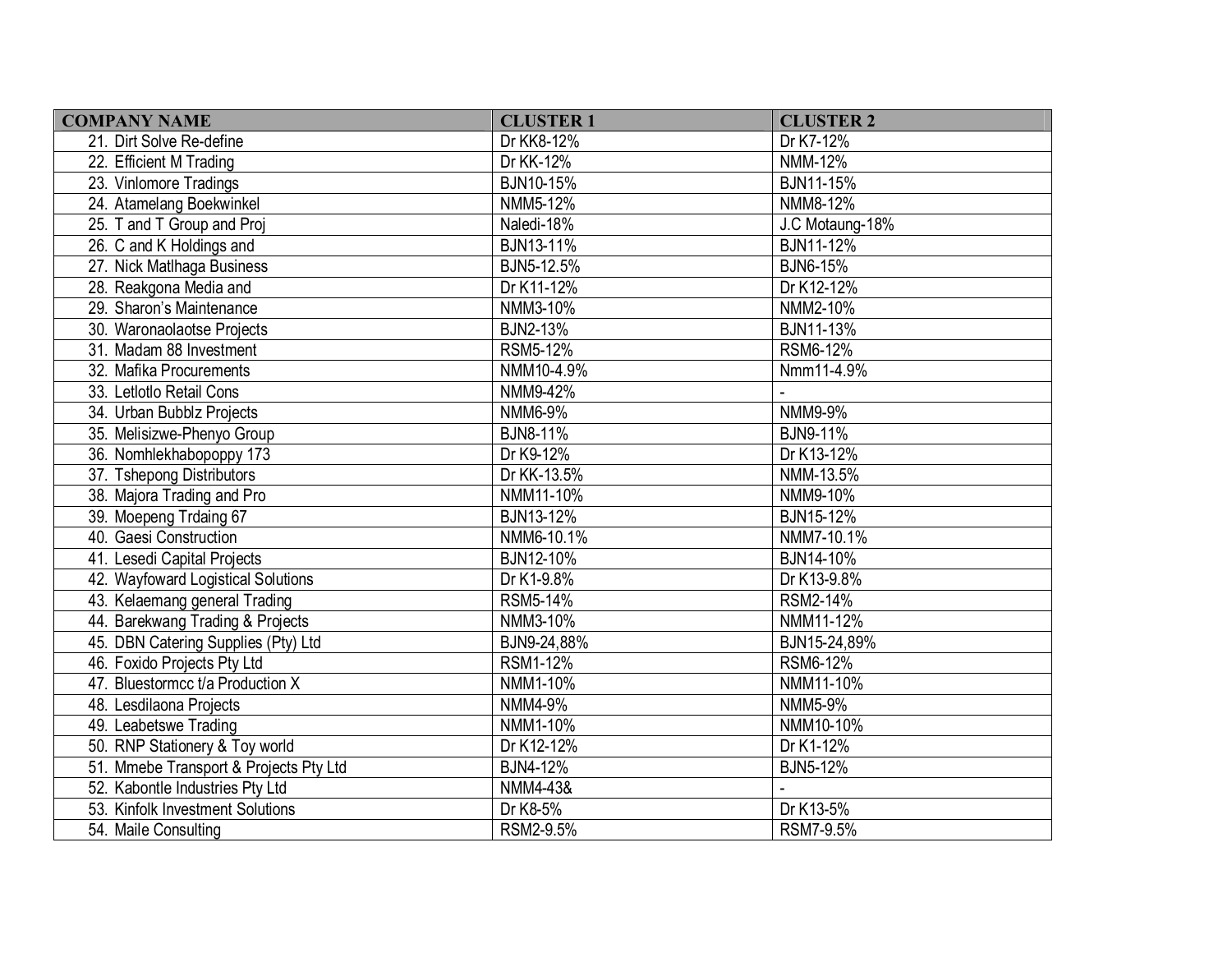| COMPANY NAME | CLUSTER 1 | CLUSTER 2 |
|---|---|---|
| 21. Dirt Solve Re-define | Dr KK8-12% | Dr K7-12% |
| 22. Efficient M Trading | Dr KK-12% | NMM-12% |
| 23. Vinlomore Tradings | BJN10-15% | BJN11-15% |
| 24. Atamelang Boekwinkel | NMM5-12% | NMM8-12% |
| 25. T and T Group and Proj | Naledi-18% | J.C Motaung-18% |
| 26. C and K Holdings and | BJN13-11% | BJN11-12% |
| 27. Nick Matlhaga Business | BJN5-12.5% | BJN6-15% |
| 28. Reakgona Media and | Dr K11-12% | Dr K12-12% |
| 29. Sharon's Maintenance | NMM3-10% | NMM2-10% |
| 30. Waronaolaotse Projects | BJN2-13% | BJN11-13% |
| 31. Madam 88 Investment | RSM5-12% | RSM6-12% |
| 32. Mafika Procurements | NMM10-4.9% | Nmm11-4.9% |
| 33. Letlotlo Retail Cons | NMM9-42% | - |
| 34. Urban Bubblz Projects | NMM6-9% | NMM9-9% |
| 35. Melisizwe-Phenyo Group | BJN8-11% | BJN9-11% |
| 36. Nomhlekhabopoppy 173 | Dr K9-12% | Dr K13-12% |
| 37. Tshepong Distributors | Dr KK-13.5% | NMM-13.5% |
| 38. Majora Trading and Pro | NMM11-10% | NMM9-10% |
| 39. Moepeng Trdaing 67 | BJN13-12% | BJN15-12% |
| 40. Gaesi Construction | NMM6-10.1% | NMM7-10.1% |
| 41. Lesedi Capital Projects | BJN12-10% | BJN14-10% |
| 42. Wayfoward Logistical Solutions | Dr K1-9.8% | Dr K13-9.8% |
| 43. Kelaemang general Trading | RSM5-14% | RSM2-14% |
| 44. Barekwang Trading & Projects | NMM3-10% | NMM11-12% |
| 45. DBN Catering Supplies (Pty) Ltd | BJN9-24,88% | BJN15-24,89% |
| 46. Foxido Projects Pty Ltd | RSM1-12% | RSM6-12% |
| 47. Bluestormcc t/a Production X | NMM1-10% | NMM11-10% |
| 48. Lesdilaona Projects | NMM4-9% | NMM5-9% |
| 49. Leabetswe Trading | NMM1-10% | NMM10-10% |
| 50. RNP Stationery & Toy world | Dr K12-12% | Dr K1-12% |
| 51. Mmebe Transport & Projects Pty Ltd | BJN4-12% | BJN5-12% |
| 52. Kabontle Industries Pty Ltd | NMM4-43& | - |
| 53. Kinfolk Investment Solutions | Dr K8-5% | Dr K13-5% |
| 54. Maile Consulting | RSM2-9.5% | RSM7-9.5% |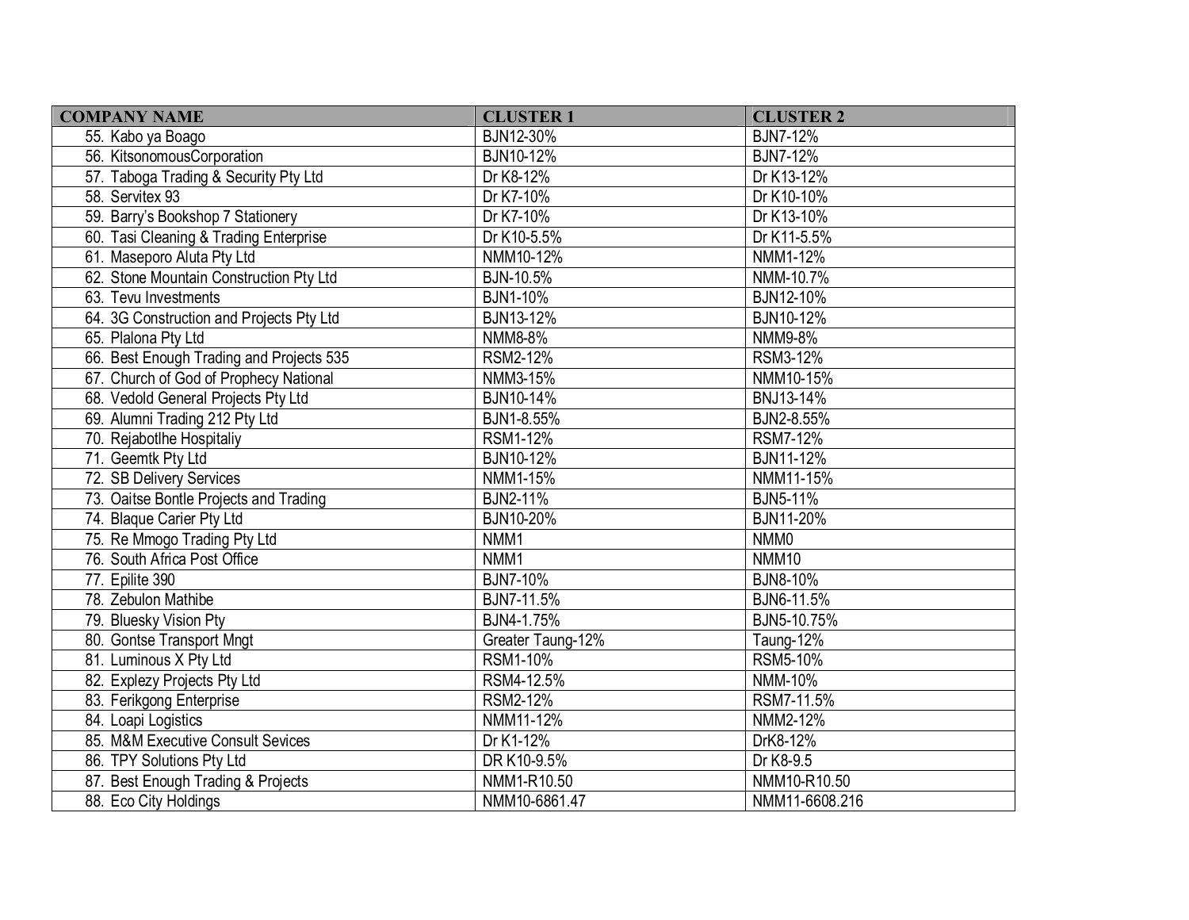| COMPANY NAME | CLUSTER 1 | CLUSTER 2 |
| --- | --- | --- |
| 55. Kabo ya Boago | BJN12-30% | BJN7-12% |
| 56. KitsonomousCorporation | BJN10-12% | BJN7-12% |
| 57. Taboga Trading & Security Pty Ltd | Dr K8-12% | Dr K13-12% |
| 58. Servitex 93 | Dr K7-10% | Dr K10-10% |
| 59. Barry's Bookshop 7 Stationery | Dr K7-10% | Dr K13-10% |
| 60. Tasi Cleaning & Trading Enterprise | Dr K10-5.5% | Dr K11-5.5% |
| 61. Maseporo Aluta Pty Ltd | NMM10-12% | NMM1-12% |
| 62. Stone Mountain Construction Pty Ltd | BJN-10.5% | NMM-10.7% |
| 63. Tevu Investments | BJN1-10% | BJN12-10% |
| 64. 3G Construction and Projects Pty Ltd | BJN13-12% | BJN10-12% |
| 65. Plalona Pty Ltd | NMM8-8% | NMM9-8% |
| 66. Best Enough Trading and Projects 535 | RSM2-12% | RSM3-12% |
| 67. Church of God of Prophecy National | NMM3-15% | NMM10-15% |
| 68. Vedold General Projects Pty Ltd | BJN10-14% | BNJ13-14% |
| 69. Alumni Trading 212 Pty Ltd | BJN1-8.55% | BJN2-8.55% |
| 70. Rejabotlhe Hospitaliy | RSM1-12% | RSM7-12% |
| 71. Geemtk Pty Ltd | BJN10-12% | BJN11-12% |
| 72. SB Delivery Services | NMM1-15% | NMM11-15% |
| 73. Oaitse Bontle Projects and Trading | BJN2-11% | BJN5-11% |
| 74. Blaque Carier Pty Ltd | BJN10-20% | BJN11-20% |
| 75. Re Mmogo Trading Pty Ltd | NMM1 | NMM0 |
| 76. South Africa Post Office | NMM1 | NMM10 |
| 77. Epilite 390 | BJN7-10% | BJN8-10% |
| 78. Zebulon Mathibe | BJN7-11.5% | BJN6-11.5% |
| 79. Bluesky Vision Pty | BJN4-1.75% | BJN5-10.75% |
| 80. Gontse Transport Mngt | Greater Taung-12% | Taung-12% |
| 81. Luminous X Pty Ltd | RSM1-10% | RSM5-10% |
| 82. Explezy Projects Pty Ltd | RSM4-12.5% | NMM-10% |
| 83. Ferikgong Enterprise | RSM2-12% | RSM7-11.5% |
| 84. Loapi Logistics | NMM11-12% | NMM2-12% |
| 85. M&M Executive Consult Sevices | Dr K1-12% | DrK8-12% |
| 86. TPY Solutions Pty Ltd | DR K10-9.5% | Dr K8-9.5 |
| 87. Best Enough Trading & Projects | NMM1-R10.50 | NMM10-R10.50 |
| 88. Eco City Holdings | NMM10-6861.47 | NMM11-6608.216 |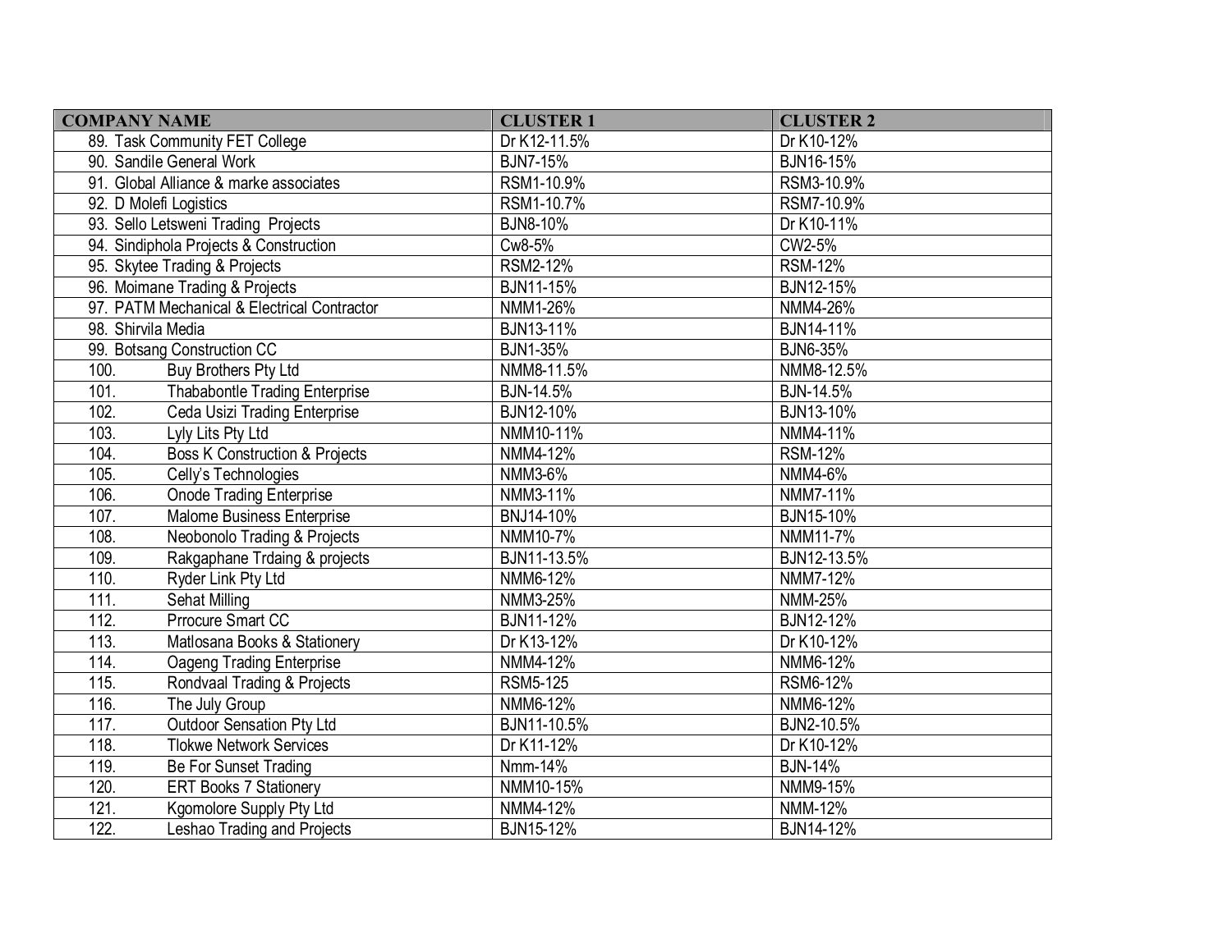| COMPANY NAME | CLUSTER 1 | CLUSTER 2 |
|---|---|---|
| 89. Task Community FET College | Dr K12-11.5% | Dr K10-12% |
| 90. Sandile General Work | BJN7-15% | BJN16-15% |
| 91. Global Alliance & marke associates | RSM1-10.9% | RSM3-10.9% |
| 92. D Molefi Logistics | RSM1-10.7% | RSM7-10.9% |
| 93. Sello Letsweni Trading Projects | BJN8-10% | Dr K10-11% |
| 94. Sindiphola Projects & Construction | Cw8-5% | CW2-5% |
| 95. Skytee Trading & Projects | RSM2-12% | RSM-12% |
| 96. Moimane Trading & Projects | BJN11-15% | BJN12-15% |
| 97. PATM Mechanical & Electrical Contractor | NMM1-26% | NMM4-26% |
| 98. Shirvila Media | BJN13-11% | BJN14-11% |
| 99. Botsang Construction CC | BJN1-35% | BJN6-35% |
| 100. Buy Brothers Pty Ltd | NMM8-11.5% | NMM8-12.5% |
| 101. Thababontle Trading Enterprise | BJN-14.5% | BJN-14.5% |
| 102. Ceda Usizi Trading Enterprise | BJN12-10% | BJN13-10% |
| 103. Lyly Lits Pty Ltd | NMM10-11% | NMM4-11% |
| 104. Boss K Construction & Projects | NMM4-12% | RSM-12% |
| 105. Celly's Technologies | NMM3-6% | NMM4-6% |
| 106. Onode Trading Enterprise | NMM3-11% | NMM7-11% |
| 107. Malome Business Enterprise | BNJ14-10% | BJN15-10% |
| 108. Neobonolo Trading & Projects | NMM10-7% | NMM11-7% |
| 109. Rakgaphane Trdaing & projects | BJN11-13.5% | BJN12-13.5% |
| 110. Ryder Link Pty Ltd | NMM6-12% | NMM7-12% |
| 111. Sehat Milling | NMM3-25% | NMM-25% |
| 112. Prrocure Smart CC | BJN11-12% | BJN12-12% |
| 113. Matlosana Books & Stationery | Dr K13-12% | Dr K10-12% |
| 114. Oageng Trading Enterprise | NMM4-12% | NMM6-12% |
| 115. Rondvaal Trading & Projects | RSM5-125 | RSM6-12% |
| 116. The July Group | NMM6-12% | NMM6-12% |
| 117. Outdoor Sensation Pty Ltd | BJN11-10.5% | BJN2-10.5% |
| 118. Tlokwe Network Services | Dr K11-12% | Dr K10-12% |
| 119. Be For Sunset Trading | Nmm-14% | BJN-14% |
| 120. ERT Books 7 Stationery | NMM10-15% | NMM9-15% |
| 121. Kgomolore Supply Pty Ltd | NMM4-12% | NMM-12% |
| 122. Leshao Trading and Projects | BJN15-12% | BJN14-12% |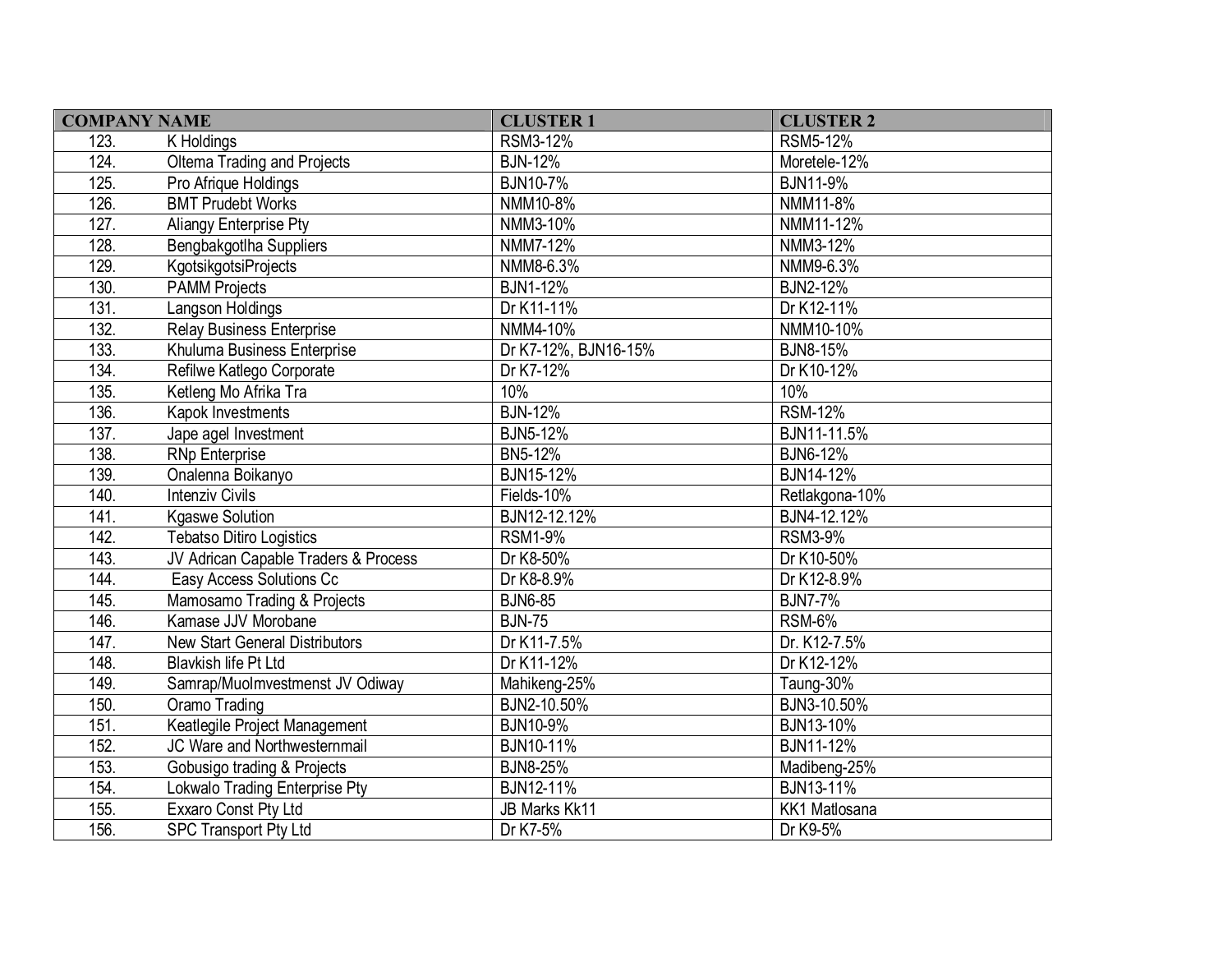| COMPANY NAME | | CLUSTER 1 | CLUSTER 2 |
|---|---|---|---|
| 123. | K Holdings | RSM3-12% | RSM5-12% |
| 124. | Oltema Trading and Projects | BJN-12% | Moretele-12% |
| 125. | Pro Afrique Holdings | BJN10-7% | BJN11-9% |
| 126. | BMT Prudebt Works | NMM10-8% | NMM11-8% |
| 127. | Aliangy Enterprise Pty | NMM3-10% | NMM11-12% |
| 128. | Bengbakgotlha Suppliers | NMM7-12% | NMM3-12% |
| 129. | KgotsikgotsiProjects | NMM8-6.3% | NMM9-6.3% |
| 130. | PAMM Projects | BJN1-12% | BJN2-12% |
| 131. | Langson Holdings | Dr K11-11% | Dr K12-11% |
| 132. | Relay Business Enterprise | NMM4-10% | NMM10-10% |
| 133. | Khuluma Business Enterprise | Dr K7-12%, BJN16-15% | BJN8-15% |
| 134. | Refilwe Katlego Corporate | Dr K7-12% | Dr K10-12% |
| 135. | Ketleng Mo Afrika Tra | 10% | 10% |
| 136. | Kapok Investments | BJN-12% | RSM-12% |
| 137. | Jape agel Investment | BJN5-12% | BJN11-11.5% |
| 138. | RNp Enterprise | BN5-12% | BJN6-12% |
| 139. | Onalenna Boikanyo | BJN15-12% | BJN14-12% |
| 140. | Intenziv Civils | Fields-10% | Retlakgona-10% |
| 141. | Kgaswe Solution | BJN12-12.12% | BJN4-12.12% |
| 142. | Tebatso Ditiro Logistics | RSM1-9% | RSM3-9% |
| 143. | JV Adrican Capable Traders & Process | Dr K8-50% | Dr K10-50% |
| 144. | Easy Access Solutions Cc | Dr K8-8.9% | Dr K12-8.9% |
| 145. | Mamosamo Trading & Projects | BJN6-85 | BJN7-7% |
| 146. | Kamase JJV Morobane | BJN-75 | RSM-6% |
| 147. | New Start General Distributors | Dr K11-7.5% | Dr. K12-7.5% |
| 148. | Blavkish life Pt Ltd | Dr K11-12% | Dr K12-12% |
| 149. | Samrap/MuoImvestmenst JV Odiway | Mahikeng-25% | Taung-30% |
| 150. | Oramo Trading | BJN2-10.50% | BJN3-10.50% |
| 151. | Keatlegile Project Management | BJN10-9% | BJN13-10% |
| 152. | JC Ware and Northwesternmail | BJN10-11% | BJN11-12% |
| 153. | Gobusigo trading & Projects | BJN8-25% | Madibeng-25% |
| 154. | Lokwalo Trading Enterprise Pty | BJN12-11% | BJN13-11% |
| 155. | Exxaro Const Pty Ltd | JB Marks Kk11 | KK1 Matlosana |
| 156. | SPC Transport Pty Ltd | Dr K7-5% | Dr K9-5% |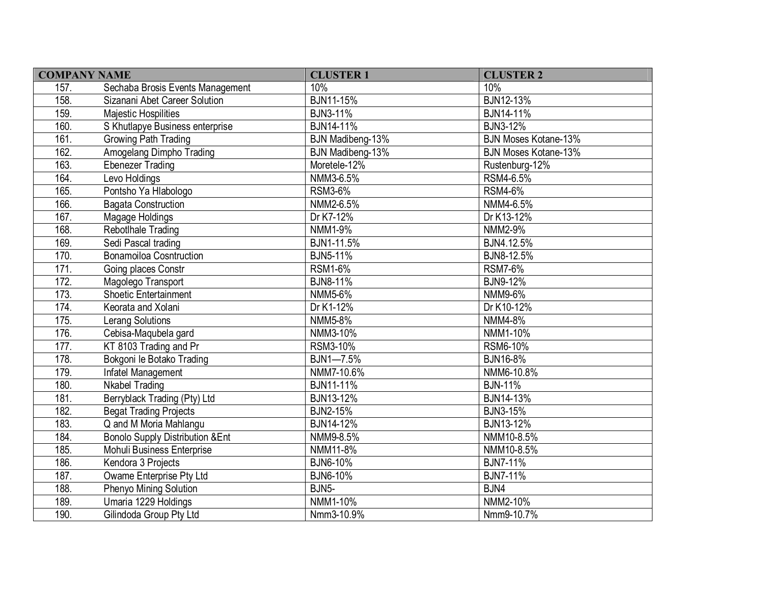| COMPANY NAME | | CLUSTER 1 | CLUSTER 2 |
|---|---|---|---|
| 157. | Sechaba Brosis Events Management | 10% | 10% |
| 158. | Sizanani Abet Career Solution | BJN11-15% | BJN12-13% |
| 159. | Majestic Hospilities | BJN3-11% | BJN14-11% |
| 160. | S Khutlapye Business enterprise | BJN14-11% | BJN3-12% |
| 161. | Growing Path Trading | BJN Madibeng-13% | BJN Moses Kotane-13% |
| 162. | Amogelang Dimpho Trading | BJN Madibeng-13% | BJN Moses Kotane-13% |
| 163. | Ebenezer Trading | Moretele-12% | Rustenburg-12% |
| 164. | Levo Holdings | NMM3-6.5% | RSM4-6.5% |
| 165. | Pontsho Ya Hlabologo | RSM3-6% | RSM4-6% |
| 166. | Bagata Construction | NMM2-6.5% | NMM4-6.5% |
| 167. | Magage Holdings | Dr K7-12% | Dr K13-12% |
| 168. | Rebotlhale Trading | NMM1-9% | NMM2-9% |
| 169. | Sedi Pascal trading | BJN1-11.5% | BJN4.12.5% |
| 170. | Bonamoiloa Cosntruction | BJN5-11% | BJN8-12.5% |
| 171. | Going places Constr | RSM1-6% | RSM7-6% |
| 172. | Magolego Transport | BJN8-11% | BJN9-12% |
| 173. | Shoetic Entertainment | NMM5-6% | NMM9-6% |
| 174. | Keorata and Xolani | Dr K1-12% | Dr K10-12% |
| 175. | Lerang Solutions | NMM5-8% | NMM4-8% |
| 176. | Cebisa-Maqubela gard | NMM3-10% | NMM1-10% |
| 177. | KT 8103 Trading and Pr | RSM3-10% | RSM6-10% |
| 178. | Bokgoni le Botako Trading | BJN1—7.5% | BJN16-8% |
| 179. | Infatel Management | NMM7-10.6% | NMM6-10.8% |
| 180. | Nkabel Trading | BJN11-11% | BJN-11% |
| 181. | Berryblack Trading (Pty) Ltd | BJN13-12% | BJN14-13% |
| 182. | Begat Trading Projects | BJN2-15% | BJN3-15% |
| 183. | Q and M Moria Mahlangu | BJN14-12% | BJN13-12% |
| 184. | Bonolo Supply Distribution &Ent | NMM9-8.5% | NMM10-8.5% |
| 185. | Mohuli Business Enterprise | NMM11-8% | NMM10-8.5% |
| 186. | Kendora 3 Projects | BJN6-10% | BJN7-11% |
| 187. | Owame Enterprise Pty Ltd | BJN6-10% | BJN7-11% |
| 188. | Phenyo Mining Solution | BJN5- | BJN4 |
| 189. | Umaria 1229 Holdings | NMM1-10% | NMM2-10% |
| 190. | Gilindoda Group Pty Ltd | Nmm3-10.9% | Nmm9-10.7% |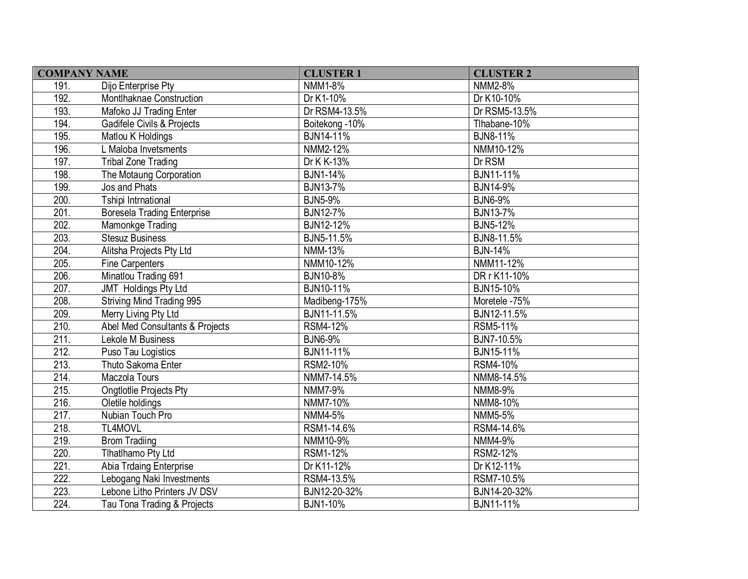| COMPANY NAME | | CLUSTER 1 | CLUSTER 2 |
| --- | --- | --- | --- |
| 191. | Dijo Enterprise Pty | NMM1-8% | NMM2-8% |
| 192. | Montlhaknae Construction | Dr K1-10% | Dr K10-10% |
| 193. | Mafoko JJ Trading Enter | Dr RSM4-13.5% | Dr RSM5-13.5% |
| 194. | Gadifele Civils & Projects | Boitekong -10% | Tlhabane-10% |
| 195. | Matlou K Holdings | BJN14-11% | BJN8-11% |
| 196. | L Maloba Invetsments | NMM2-12% | NMM10-12% |
| 197. | Tribal Zone Trading | Dr K K-13% | Dr RSM |
| 198. | The Motaung Corporation | BJN1-14% | BJN11-11% |
| 199. | Jos and Phats | BJN13-7% | BJN14-9% |
| 200. | Tshipi Intrnational | BJN5-9% | BJN6-9% |
| 201. | Boresela Trading Enterprise | BJN12-7% | BJN13-7% |
| 202. | Mamonkge Trading | BJN12-12% | BJN5-12% |
| 203. | Stesuz Business | BJN5-11.5% | BJN8-11.5% |
| 204. | Alitsha Projects Pty Ltd | NMM-13% | BJN-14% |
| 205. | Fine Carpenters | NMM10-12% | NMM11-12% |
| 206. | Minatlou Trading 691 | BJN10-8% | DR r K11-10% |
| 207. | JMT Holdings Pty Ltd | BJN10-11% | BJN15-10% |
| 208. | Striving Mind Trading 995 | Madibeng-175% | Moretele -75% |
| 209. | Merry Living Pty Ltd | BJN11-11.5% | BJN12-11.5% |
| 210. | Abel Med Consultants & Projects | RSM4-12% | RSM5-11% |
| 211. | Lekole M Business | BJN6-9% | BJN7-10.5% |
| 212. | Puso Tau Logistics | BJN11-11% | BJN15-11% |
| 213. | Thuto Sakoma Enter | RSM2-10% | RSM4-10% |
| 214. | Maczola Tours | NMM7-14.5% | NMM8-14.5% |
| 215. | Ongtlotlie Projects Pty | NMM7-9% | NMM8-9% |
| 216. | Oletile holdings | NMM7-10% | NMM8-10% |
| 217. | Nubian Touch Pro | NMM4-5% | NMM5-5% |
| 218. | TL4MOVL | RSM1-14.6% | RSM4-14.6% |
| 219. | Brom Tradiing | NMM10-9% | NMM4-9% |
| 220. | Tlhatlhamo Pty Ltd | RSM1-12% | RSM2-12% |
| 221. | Abia Trdaing Enterprise | Dr K11-12% | Dr K12-11% |
| 222. | Lebogang Naki Investments | RSM4-13.5% | RSM7-10.5% |
| 223. | Lebone Litho Printers JV DSV | BJN12-20-32% | BJN14-20-32% |
| 224. | Tau Tona Trading & Projects | BJN1-10% | BJN11-11% |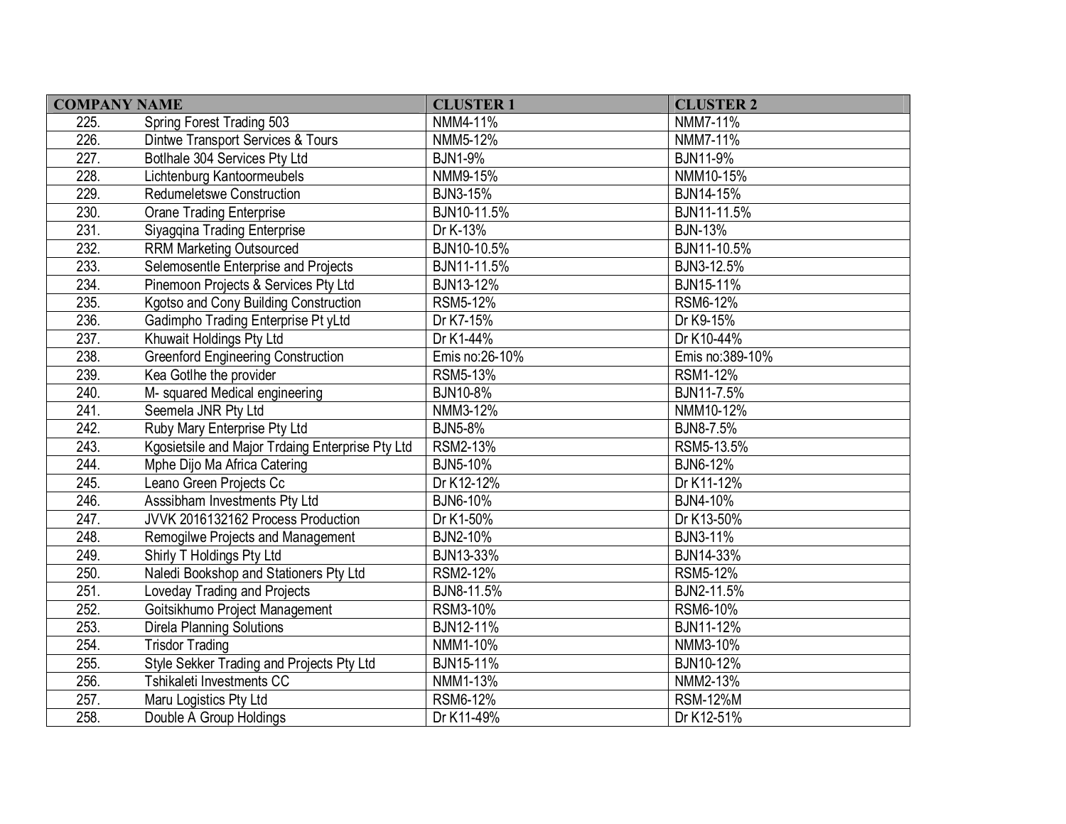| COMPANY NAME | | CLUSTER 1 | CLUSTER 2 |
|---|---|---|---|
| 225. | Spring Forest Trading 503 | NMM4-11% | NMM7-11% |
| 226. | Dintwe Transport Services & Tours | NMM5-12% | NMM7-11% |
| 227. | Botlhale 304 Services Pty Ltd | BJN1-9% | BJN11-9% |
| 228. | Lichtenburg Kantoormeubels | NMM9-15% | NMM10-15% |
| 229. | Redumeletswe Construction | BJN3-15% | BJN14-15% |
| 230. | Orane Trading Enterprise | BJN10-11.5% | BJN11-11.5% |
| 231. | Siyagqina Trading Enterprise | Dr K-13% | BJN-13% |
| 232. | RRM Marketing Outsourced | BJN10-10.5% | BJN11-10.5% |
| 233. | Selemosentle Enterprise and Projects | BJN11-11.5% | BJN3-12.5% |
| 234. | Pinemoon Projects & Services Pty Ltd | BJN13-12% | BJN15-11% |
| 235. | Kgotso and Cony Building Construction | RSM5-12% | RSM6-12% |
| 236. | Gadimpho Trading Enterprise Pt yLtd | Dr K7-15% | Dr K9-15% |
| 237. | Khuwait Holdings Pty Ltd | Dr K1-44% | Dr K10-44% |
| 238. | Greenford Engineering Construction | Emis no:26-10% | Emis no:389-10% |
| 239. | Kea Gotlhe the provider | RSM5-13% | RSM1-12% |
| 240. | M- squared Medical engineering | BJN10-8% | BJN11-7.5% |
| 241. | Seemela JNR Pty Ltd | NMM3-12% | NMM10-12% |
| 242. | Ruby Mary Enterprise Pty Ltd | BJN5-8% | BJN8-7.5% |
| 243. | Kgosietsile and Major Trdaing Enterprise Pty Ltd | RSM2-13% | RSM5-13.5% |
| 244. | Mphe Dijo Ma Africa Catering | BJN5-10% | BJN6-12% |
| 245. | Leano Green Projects Cc | Dr K12-12% | Dr K11-12% |
| 246. | Asssibham Investments Pty Ltd | BJN6-10% | BJN4-10% |
| 247. | JVVK 2016132162 Process Production | Dr K1-50% | Dr K13-50% |
| 248. | Remogilwe Projects and Management | BJN2-10% | BJN3-11% |
| 249. | Shirly T Holdings Pty Ltd | BJN13-33% | BJN14-33% |
| 250. | Naledi Bookshop and Stationers Pty Ltd | RSM2-12% | RSM5-12% |
| 251. | Loveday Trading and Projects | BJN8-11.5% | BJN2-11.5% |
| 252. | Goitsikhumo Project Management | RSM3-10% | RSM6-10% |
| 253. | Direla Planning Solutions | BJN12-11% | BJN11-12% |
| 254. | Trisdor Trading | NMM1-10% | NMM3-10% |
| 255. | Style Sekker Trading and Projects Pty Ltd | BJN15-11% | BJN10-12% |
| 256. | Tshikaleti Investments CC | NMM1-13% | NMM2-13% |
| 257. | Maru Logistics Pty Ltd | RSM6-12% | RSM-12%M |
| 258. | Double A Group Holdings | Dr K11-49% | Dr K12-51% |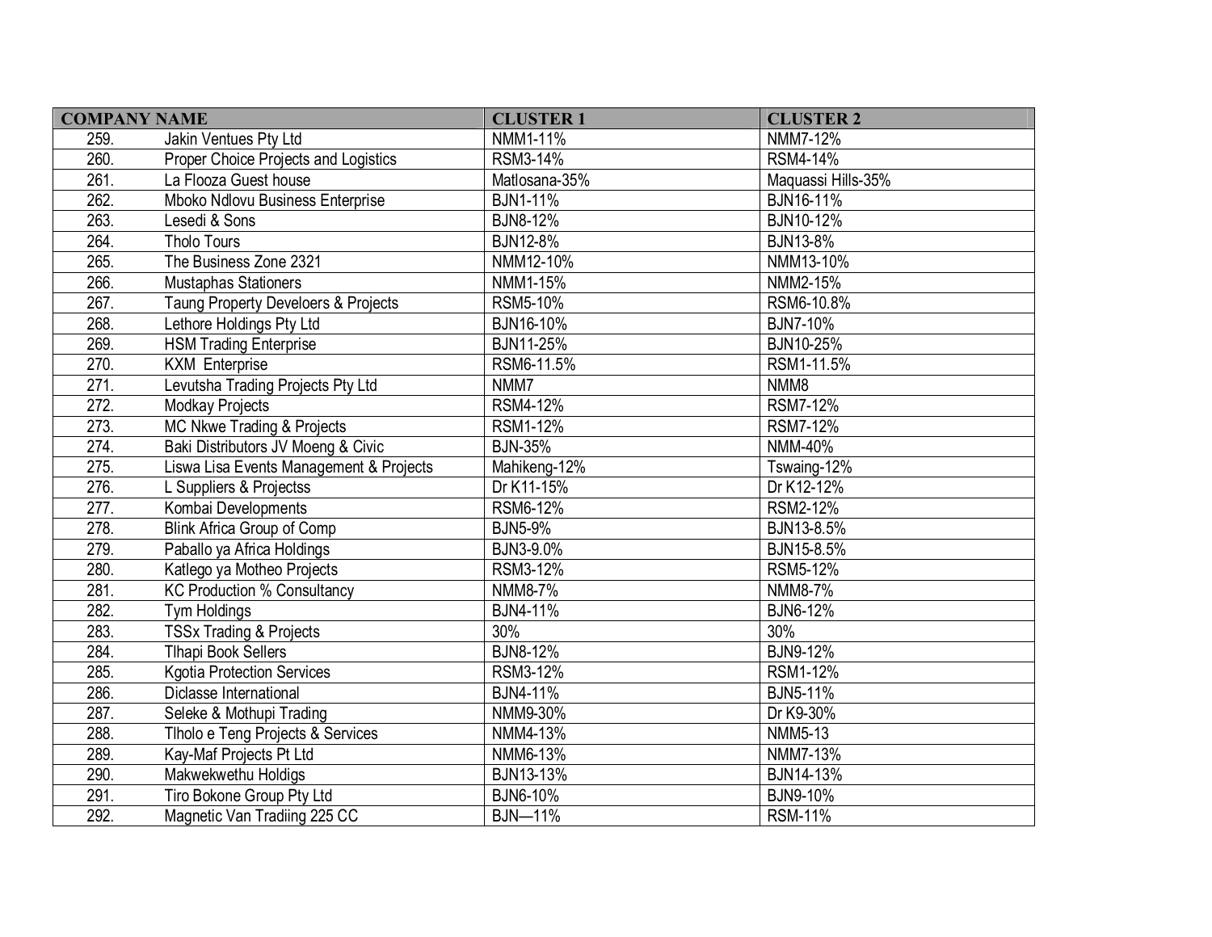| COMPANY NAME | | CLUSTER 1 | CLUSTER 2 |
|---|---|---|---|
| 259. | Jakin Ventues Pty Ltd | NMM1-11% | NMM7-12% |
| 260. | Proper Choice Projects and Logistics | RSM3-14% | RSM4-14% |
| 261. | La Flooza Guest house | Matlosana-35% | Maquassi Hills-35% |
| 262. | Mboko Ndlovu Business Enterprise | BJN1-11% | BJN16-11% |
| 263. | Lesedi & Sons | BJN8-12% | BJN10-12% |
| 264. | Tholo Tours | BJN12-8% | BJN13-8% |
| 265. | The Business Zone 2321 | NMM12-10% | NMM13-10% |
| 266. | Mustaphas Stationers | NMM1-15% | NMM2-15% |
| 267. | Taung Property Develoers & Projects | RSM5-10% | RSM6-10.8% |
| 268. | Lethore Holdings Pty Ltd | BJN16-10% | BJN7-10% |
| 269. | HSM Trading Enterprise | BJN11-25% | BJN10-25% |
| 270. | KXM Enterprise | RSM6-11.5% | RSM1-11.5% |
| 271. | Levutsha Trading Projects Pty Ltd | NMM7 | NMM8 |
| 272. | Modkay Projects | RSM4-12% | RSM7-12% |
| 273. | MC Nkwe Trading & Projects | RSM1-12% | RSM7-12% |
| 274. | Baki Distributors JV Moeng & Civic | BJN-35% | NMM-40% |
| 275. | Liswa Lisa Events Management & Projects | Mahikeng-12% | Tswaing-12% |
| 276. | L Suppliers & Projectss | Dr K11-15% | Dr K12-12% |
| 277. | Kombai Developments | RSM6-12% | RSM2-12% |
| 278. | Blink Africa Group of Comp | BJN5-9% | BJN13-8.5% |
| 279. | Paballo ya Africa Holdings | BJN3-9.0% | BJN15-8.5% |
| 280. | Katlego ya Motheo Projects | RSM3-12% | RSM5-12% |
| 281. | KC Production % Consultancy | NMM8-7% | NMM8-7% |
| 282. | Tym Holdings | BJN4-11% | BJN6-12% |
| 283. | TSSx Trading & Projects | 30% | 30% |
| 284. | Tlhapi Book Sellers | BJN8-12% | BJN9-12% |
| 285. | Kgotia Protection Services | RSM3-12% | RSM1-12% |
| 286. | Diclasse International | BJN4-11% | BJN5-11% |
| 287. | Seleke & Mothupi Trading | NMM9-30% | Dr K9-30% |
| 288. | Tlholo e Teng Projects & Services | NMM4-13% | NMM5-13 |
| 289. | Kay-Maf Projects Pt Ltd | NMM6-13% | NMM7-13% |
| 290. | Makwekwethu Holdigs | BJN13-13% | BJN14-13% |
| 291. | Tiro Bokone Group Pty Ltd | BJN6-10% | BJN9-10% |
| 292. | Magnetic Van Tradiing 225 CC | BJN—11% | RSM-11% |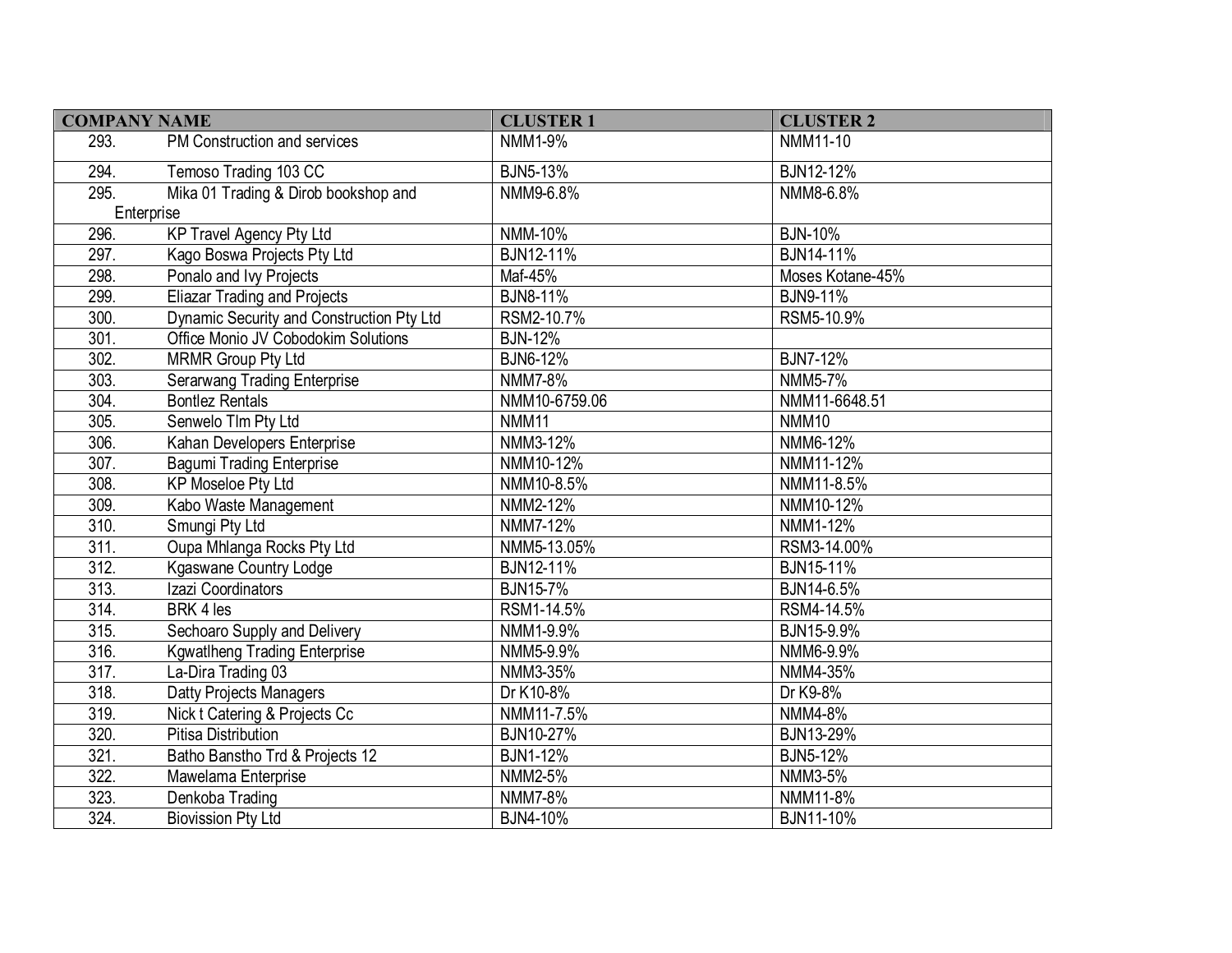| COMPANY NAME | CLUSTER 1 | CLUSTER 2 |
|---|---|---|
| 293. PM Construction and services | NMM1-9% | NMM11-10 |
| 294. Temoso Trading 103 CC | BJN5-13% | BJN12-12% |
| 295. Mika 01 Trading & Dirob bookshop and Enterprise | NMM9-6.8% | NMM8-6.8% |
| 296. KP Travel Agency Pty Ltd | NMM-10% | BJN-10% |
| 297. Kago Boswa Projects Pty Ltd | BJN12-11% | BJN14-11% |
| 298. Ponalo and Ivy Projects | Maf-45% | Moses Kotane-45% |
| 299. Eliazar Trading and Projects | BJN8-11% | BJN9-11% |
| 300. Dynamic Security and Construction Pty Ltd | RSM2-10.7% | RSM5-10.9% |
| 301. Office Monio JV Cobodokim Solutions | BJN-12% | |
| 302. MRMR Group Pty Ltd | BJN6-12% | BJN7-12% |
| 303. Serarwang Trading Enterprise | NMM7-8% | NMM5-7% |
| 304. Bontlez Rentals | NMM10-6759.06 | NMM11-6648.51 |
| 305. Senwelo Tlm Pty Ltd | NMM11 | NMM10 |
| 306. Kahan Developers Enterprise | NMM3-12% | NMM6-12% |
| 307. Bagumi Trading Enterprise | NMM10-12% | NMM11-12% |
| 308. KP Moseloe Pty Ltd | NMM10-8.5% | NMM11-8.5% |
| 309. Kabo Waste Management | NMM2-12% | NMM10-12% |
| 310. Smungi Pty Ltd | NMM7-12% | NMM1-12% |
| 311. Oupa Mhlanga Rocks Pty Ltd | NMM5-13.05% | RSM3-14.00% |
| 312. Kgaswane Country Lodge | BJN12-11% | BJN15-11% |
| 313. Izazi Coordinators | BJN15-7% | BJN14-6.5% |
| 314. BRK 4 les | RSM1-14.5% | RSM4-14.5% |
| 315. Sechoaro Supply and Delivery | NMM1-9.9% | BJN15-9.9% |
| 316. Kgwatlheng Trading Enterprise | NMM5-9.9% | NMM6-9.9% |
| 317. La-Dira Trading 03 | NMM3-35% | NMM4-35% |
| 318. Datty Projects Managers | Dr K10-8% | Dr K9-8% |
| 319. Nick t Catering & Projects Cc | NMM11-7.5% | NMM4-8% |
| 320. Pitisa Distribution | BJN10-27% | BJN13-29% |
| 321. Batho Banstho Trd & Projects 12 | BJN1-12% | BJN5-12% |
| 322. Mawelama Enterprise | NMM2-5% | NMM3-5% |
| 323. Denkoba Trading | NMM7-8% | NMM11-8% |
| 324. Biovission Pty Ltd | BJN4-10% | BJN11-10% |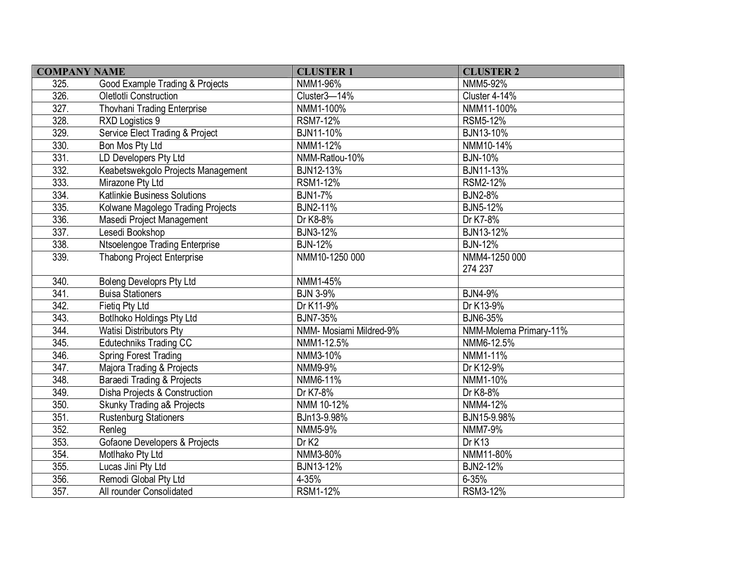| COMPANY NAME | | CLUSTER 1 | CLUSTER 2 |
|---|---|---|---|
| 325. | Good Example Trading & Projects | NMM1-96% | NMM5-92% |
| 326. | Oletlotli Construction | Cluster3—14% | Cluster 4-14% |
| 327. | Thovhani Trading Enterprise | NMM1-100% | NMM11-100% |
| 328. | RXD Logistics 9 | RSM7-12% | RSM5-12% |
| 329. | Service Elect Trading & Project | BJN11-10% | BJN13-10% |
| 330. | Bon Mos Pty Ltd | NMM1-12% | NMM10-14% |
| 331. | LD Developers Pty Ltd | NMM-Ratlou-10% | BJN-10% |
| 332. | Keabetswekgolo Projects Management | BJN12-13% | BJN11-13% |
| 333. | Mirazone Pty Ltd | RSM1-12% | RSM2-12% |
| 334. | Katlinkie Business Solutions | BJN1-7% | BJN2-8% |
| 335. | Kolwane Magolego Trading Projects | BJN2-11% | BJN5-12% |
| 336. | Masedi Project Management | Dr K8-8% | Dr K7-8% |
| 337. | Lesedi Bookshop | BJN3-12% | BJN13-12% |
| 338. | Ntsoelengoe Trading Enterprise | BJN-12% | BJN-12% |
| 339. | Thabong Project Enterprise | NMM10-1250 000 | NMM4-1250 000 274 237 |
| 340. | Boleng Developrs Pty Ltd | NMM1-45% | |
| 341. | Buisa Stationers | BJN 3-9% | BJN4-9% |
| 342. | Fietiq Pty Ltd | Dr K11-9% | Dr K13-9% |
| 343. | Botlhoko Holdings Pty Ltd | BJN7-35% | BJN6-35% |
| 344. | Watisi Distributors Pty | NMM- Mosiami Mildred-9% | NMM-Molema Primary-11% |
| 345. | Edutechniks Trading CC | NMM1-12.5% | NMM6-12.5% |
| 346. | Spring Forest Trading | NMM3-10% | NMM1-11% |
| 347. | Majora Trading & Projects | NMM9-9% | Dr K12-9% |
| 348. | Baraedi Trading & Projects | NMM6-11% | NMM1-10% |
| 349. | Disha Projects & Construction | Dr K7-8% | Dr K8-8% |
| 350. | Skunky Trading a& Projects | NMM 10-12% | NMM4-12% |
| 351. | Rustenburg Stationers | BJn13-9.98% | BJN15-9.98% |
| 352. | Renleg | NMM5-9% | NMM7-9% |
| 353. | Gofaone Developers & Projects | Dr K2 | Dr K13 |
| 354. | Motlhako Pty Ltd | NMM3-80% | NMM11-80% |
| 355. | Lucas Jini Pty Ltd | BJN13-12% | BJN2-12% |
| 356. | Remodi Global Pty Ltd | 4-35% | 6-35% |
| 357. | All rounder Consolidated | RSM1-12% | RSM3-12% |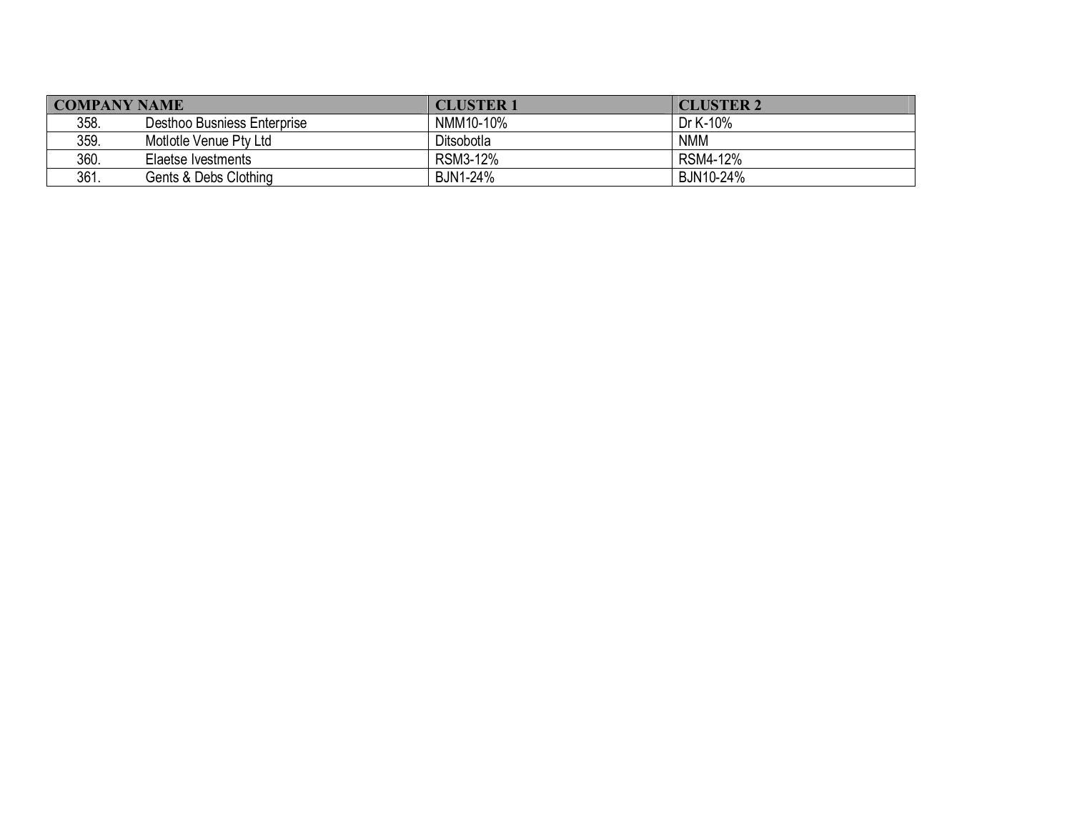| COMPANY NAME | | CLUSTER 1 | CLUSTER 2 |
|---|---|---|---|
| 358. | Desthoo Busniess Enterprise | NMM10-10% | Dr K-10% |
| 359. | Motlotle Venue Pty Ltd | Ditsobotla | NMM |
| 360. | Elaetse Ivestments | RSM3-12% | RSM4-12% |
| 361. | Gents & Debs Clothing | BJN1-24% | BJN10-24% |